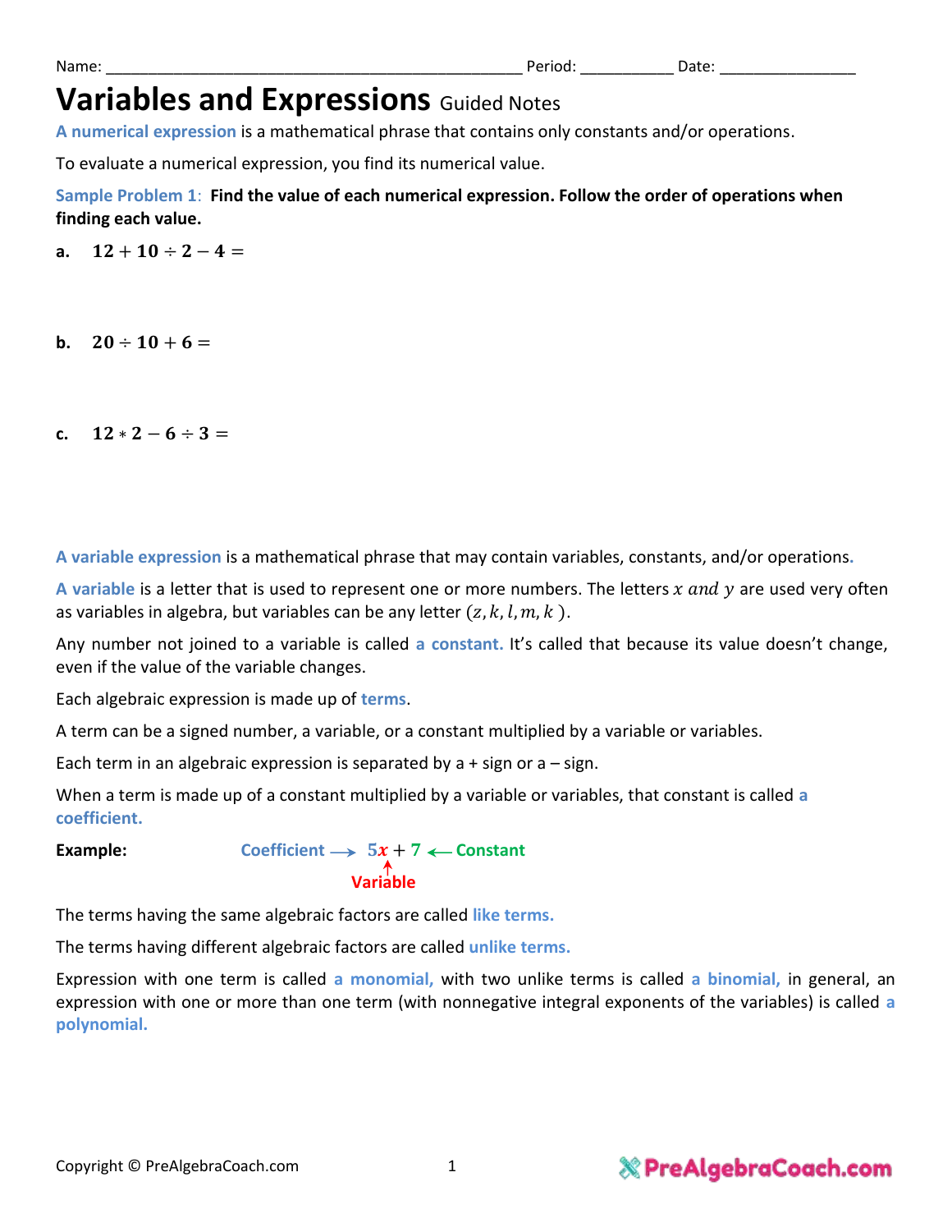Name: ______________________________________________ Period: __________ Date: _______________

# Variables and Expressions Guided Notes

**A numerical expression** is a mathematical phrase that contains only constants and/or operations.

To evaluate a numerical expression, you find its numerical value.

**Sample Problem 1**: **Find the value of each numerical expression. Follow the order of operations when finding each value.**

**a.** $12 + 10 \div 2 - 4 =$

**b.** $20 \div 10 + 6 =$

**c.** $12 * 2 - 6 \div 3 =$

**A variable expression** is a mathematical phrase that may contain variables, constants, and/or operations.

**A variable** is a letter that is used to represent one or more numbers. The letters $x$ *and* $y$ are used very often as variables in algebra, but variables can be any letter $(z, k, l, m, k\ )$.

Any number not joined to a variable is called **a constant.** It's called that because its value doesn't change, even if the value of the variable changes.

Each algebraic expression is made up of **terms**.

A term can be a signed number, a variable, or a constant multiplied by a variable or variables.

Each term in an algebraic expression is separated by a + sign or a – sign.

When a term is made up of a constant multiplied by a variable or variables, that constant is called **a coefficient.**

**Example:** Coefficient ⟶ $5x + 7$ ⟵ Constant

Variable (points to $x$)

The terms having the same algebraic factors are called **like terms.**

The terms having different algebraic factors are called **unlike terms.**

Expression with one term is called **a monomial,** with two unlike terms is called **a binomial,** in general, an expression with one or more than one term (with nonnegative integral exponents of the variables) is called **a polynomial.**

Copyright © PreAlgebraCoach.com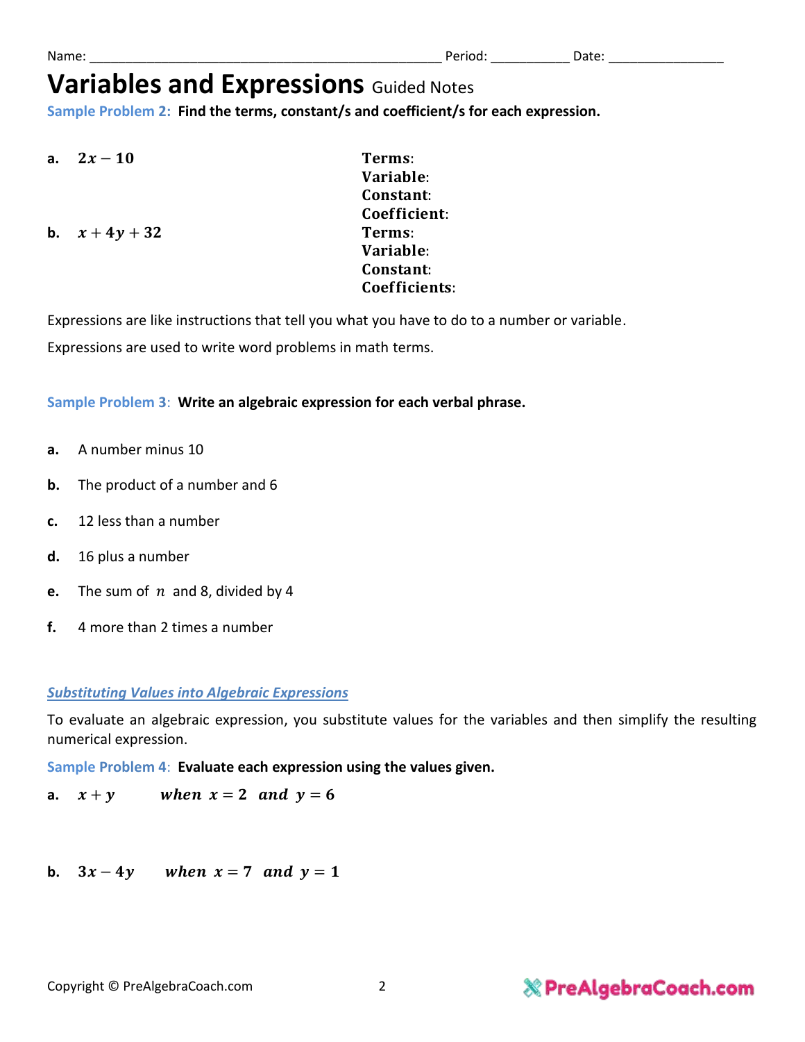Name: ______________________________________________ Period: __________ Date: _______________

# Variables and Expressions Guided Notes

**Sample Problem 2: Find the terms, constant/s and coefficient/s for each expression.**

**a.** $2x - 10$

**Terms**:
**Variable**:
**Constant**:
**Coefficient**:

**b.** $x + 4y + 32$

**Terms**:
**Variable**:
**Constant**:
**Coefficients**:

Expressions are like instructions that tell you what you have to do to a number or variable.

Expressions are used to write word problems in math terms.

**Sample Problem 3: Write an algebraic expression for each verbal phrase.**

**a.** A number minus 10

**b.** The product of a number and 6

**c.** 12 less than a number

**d.** 16 plus a number

**e.** The sum of $n$ and 8, divided by 4

**f.** 4 more than 2 times a number

## *Substituting Values into Algebraic Expressions*

To evaluate an algebraic expression, you substitute values for the variables and then simplify the resulting numerical expression.

**Sample Problem 4: Evaluate each expression using the values given.**

**a.** $x + y \quad when \ x = 2 \ and \ y = 6$

**b.** $3x - 4y \quad when \ x = 7 \ and \ y = 1$

Copyright © PreAlgebraCoach.com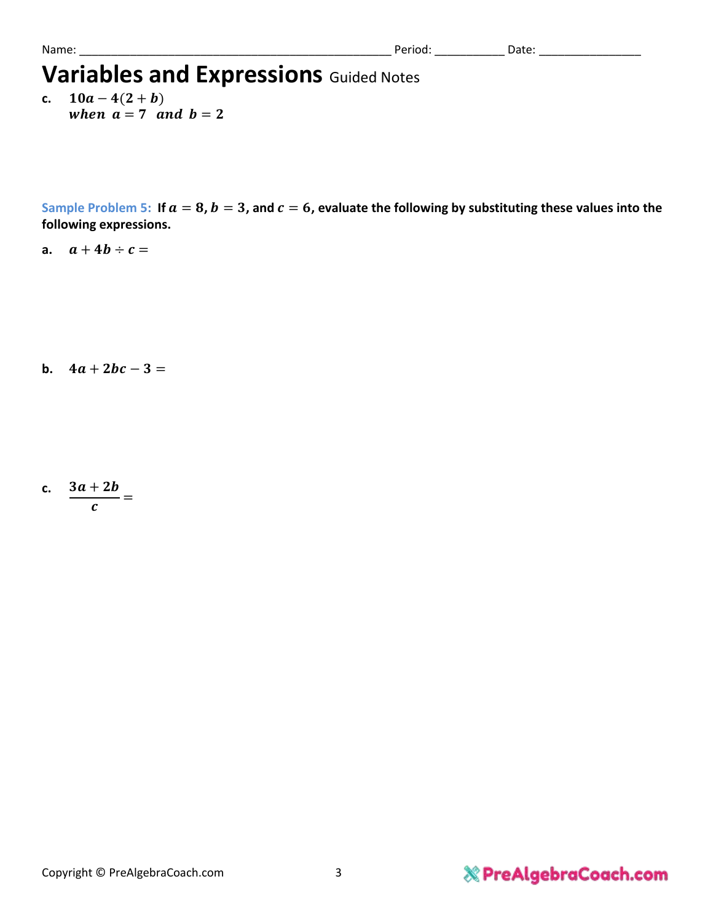Name: ______________________________________________ Period: __________ Date: _______________

# Variables and Expressions Guided Notes

c. $10a - 4(2 + b)$
*when* $a = 7$ *and* $b = 2$

**Sample Problem 5: If $a = 8, b = 3$, and $c = 6$, evaluate the following by substituting these values into the following expressions.**

a. $a + 4b \div c =$

b. $4a + 2bc - 3 =$

c. $\dfrac{3a + 2b}{c} =$

Copyright © PreAlgebraCoach.com